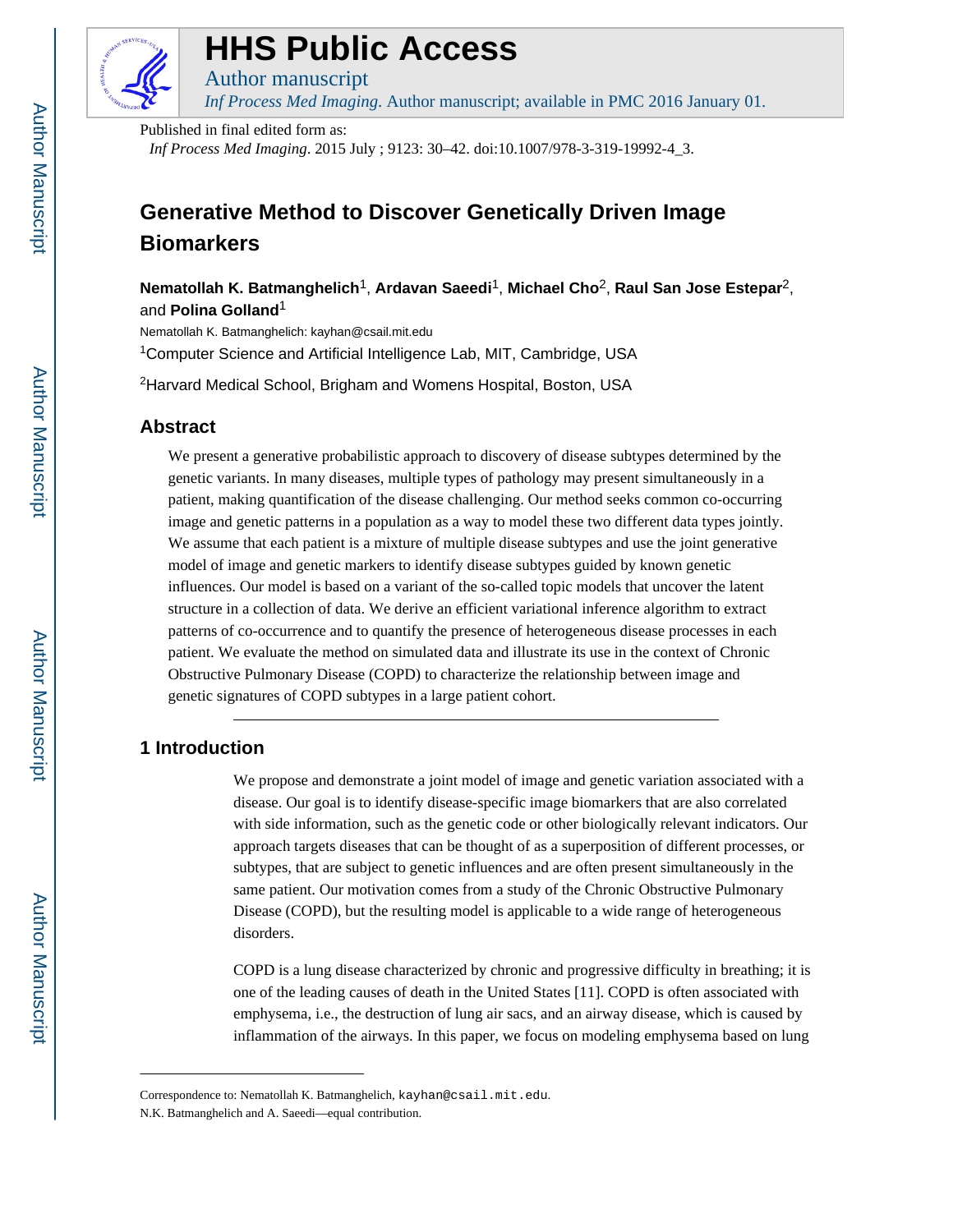# HHS Public Access

Author manuscript

*Inf Process Med Imaging*. Author manuscript; available in PMC 2016 January 01.

Published in final edited form as:

*Inf Process Med Imaging*. 2015 July ; 9123: 30–42. doi:10.1007/978-3-319-19992-4_3.

# Generative Method to Discover Genetically Driven Image Biomarkers

**Nematollah K. Batmanghelich**[1], **Ardavan Saeedi**[1], **Michael Cho**[2], **Raul San Jose Estepar**[2], and **Polina Golland**[1]

Nematollah K. Batmanghelich: kayhan@csail.mit.edu

[1]Computer Science and Artificial Intelligence Lab, MIT, Cambridge, USA

[2]Harvard Medical School, Brigham and Womens Hospital, Boston, USA

## Abstract

We present a generative probabilistic approach to discovery of disease subtypes determined by the genetic variants. In many diseases, multiple types of pathology may present simultaneously in a patient, making quantification of the disease challenging. Our method seeks common co-occurring image and genetic patterns in a population as a way to model these two different data types jointly. We assume that each patient is a mixture of multiple disease subtypes and use the joint generative model of image and genetic markers to identify disease subtypes guided by known genetic influences. Our model is based on a variant of the so-called topic models that uncover the latent structure in a collection of data. We derive an efficient variational inference algorithm to extract patterns of co-occurrence and to quantify the presence of heterogeneous disease processes in each patient. We evaluate the method on simulated data and illustrate its use in the context of Chronic Obstructive Pulmonary Disease (COPD) to characterize the relationship between image and genetic signatures of COPD subtypes in a large patient cohort.

## 1 Introduction

We propose and demonstrate a joint model of image and genetic variation associated with a disease. Our goal is to identify disease-specific image biomarkers that are also correlated with side information, such as the genetic code or other biologically relevant indicators. Our approach targets diseases that can be thought of as a superposition of different processes, or subtypes, that are subject to genetic influences and are often present simultaneously in the same patient. Our motivation comes from a study of the Chronic Obstructive Pulmonary Disease (COPD), but the resulting model is applicable to a wide range of heterogeneous disorders.

COPD is a lung disease characterized by chronic and progressive difficulty in breathing; it is one of the leading causes of death in the United States [11]. COPD is often associated with emphysema, i.e., the destruction of lung air sacs, and an airway disease, which is caused by inflammation of the airways. In this paper, we focus on modeling emphysema based on lung

Correspondence to: Nematollah K. Batmanghelich, kayhan@csail.mit.edu.

N.K. Batmanghelich and A. Saeedi—equal contribution.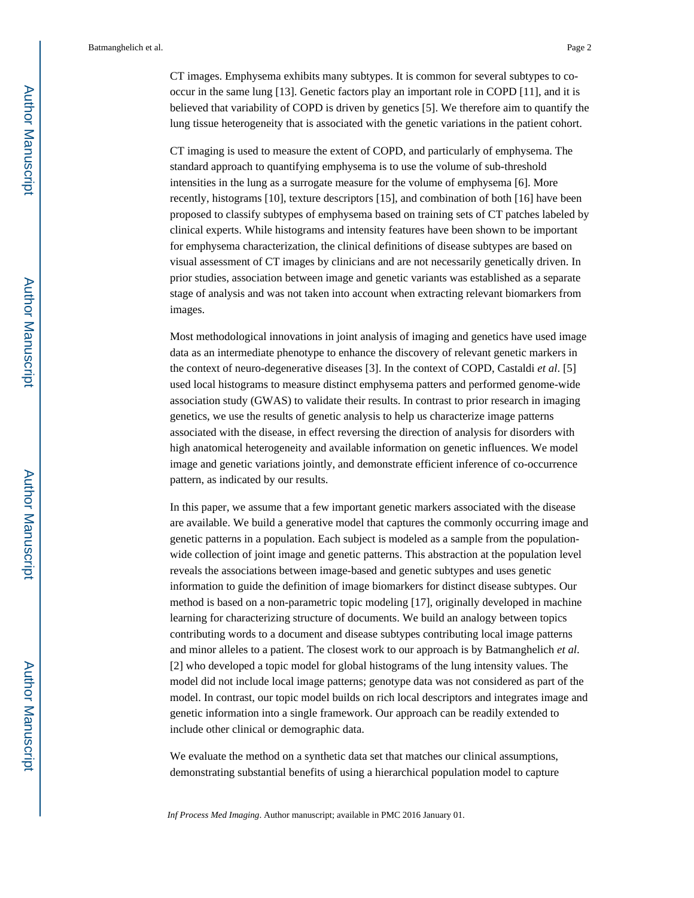CT images. Emphysema exhibits many subtypes. It is common for several subtypes to co-occur in the same lung [13]. Genetic factors play an important role in COPD [11], and it is believed that variability of COPD is driven by genetics [5]. We therefore aim to quantify the lung tissue heterogeneity that is associated with the genetic variations in the patient cohort.

CT imaging is used to measure the extent of COPD, and particularly of emphysema. The standard approach to quantifying emphysema is to use the volume of sub-threshold intensities in the lung as a surrogate measure for the volume of emphysema [6]. More recently, histograms [10], texture descriptors [15], and combination of both [16] have been proposed to classify subtypes of emphysema based on training sets of CT patches labeled by clinical experts. While histograms and intensity features have been shown to be important for emphysema characterization, the clinical definitions of disease subtypes are based on visual assessment of CT images by clinicians and are not necessarily genetically driven. In prior studies, association between image and genetic variants was established as a separate stage of analysis and was not taken into account when extracting relevant biomarkers from images.

Most methodological innovations in joint analysis of imaging and genetics have used image data as an intermediate phenotype to enhance the discovery of relevant genetic markers in the context of neuro-degenerative diseases [3]. In the context of COPD, Castaldi *et al*. [5] used local histograms to measure distinct emphysema patters and performed genome-wide association study (GWAS) to validate their results. In contrast to prior research in imaging genetics, we use the results of genetic analysis to help us characterize image patterns associated with the disease, in effect reversing the direction of analysis for disorders with high anatomical heterogeneity and available information on genetic influences. We model image and genetic variations jointly, and demonstrate efficient inference of co-occurrence pattern, as indicated by our results.

In this paper, we assume that a few important genetic markers associated with the disease are available. We build a generative model that captures the commonly occurring image and genetic patterns in a population. Each subject is modeled as a sample from the population-wide collection of joint image and genetic patterns. This abstraction at the population level reveals the associations between image-based and genetic subtypes and uses genetic information to guide the definition of image biomarkers for distinct disease subtypes. Our method is based on a non-parametric topic modeling [17], originally developed in machine learning for characterizing structure of documents. We build an analogy between topics contributing words to a document and disease subtypes contributing local image patterns and minor alleles to a patient. The closest work to our approach is by Batmanghelich *et al*. [2] who developed a topic model for global histograms of the lung intensity values. The model did not include local image patterns; genotype data was not considered as part of the model. In contrast, our topic model builds on rich local descriptors and integrates image and genetic information into a single framework. Our approach can be readily extended to include other clinical or demographic data.

We evaluate the method on a synthetic data set that matches our clinical assumptions, demonstrating substantial benefits of using a hierarchical population model to capture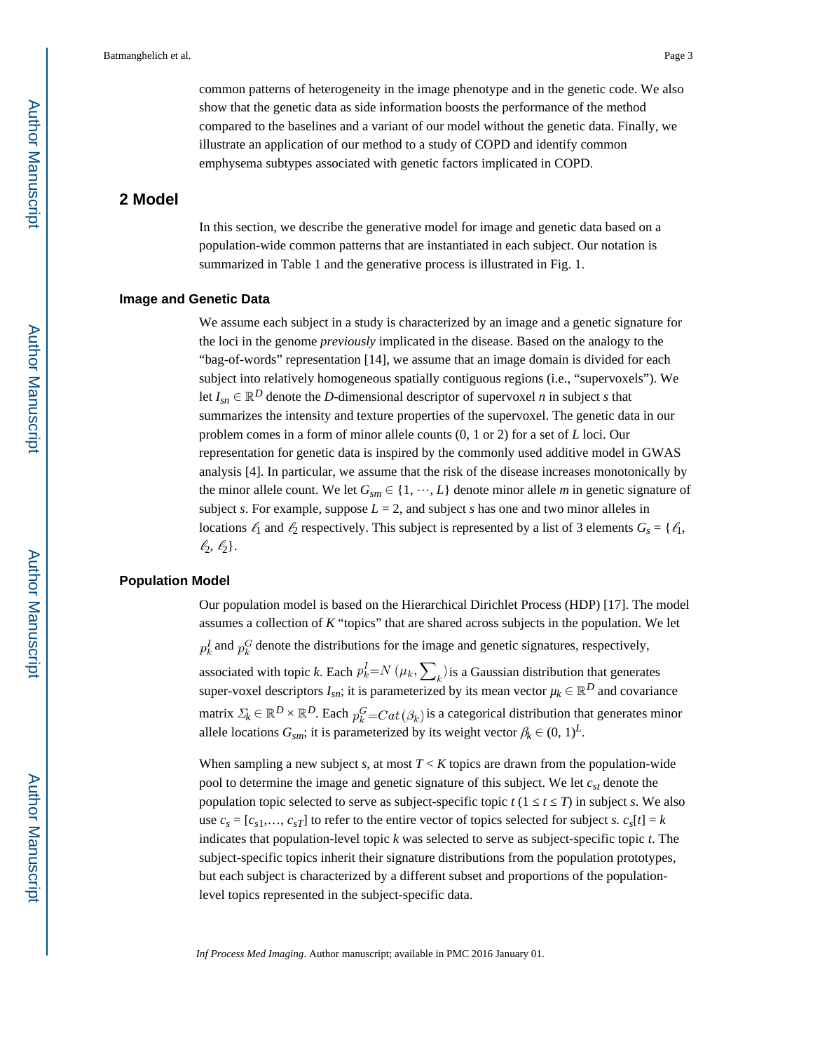common patterns of heterogeneity in the image phenotype and in the genetic code. We also show that the genetic data as side information boosts the performance of the method compared to the baselines and a variant of our model without the genetic data. Finally, we illustrate an application of our method to a study of COPD and identify common emphysema subtypes associated with genetic factors implicated in COPD.

## 2 Model

In this section, we describe the generative model for image and genetic data based on a population-wide common patterns that are instantiated in each subject. Our notation is summarized in Table 1 and the generative process is illustrated in Fig. 1.

### Image and Genetic Data

We assume each subject in a study is characterized by an image and a genetic signature for the loci in the genome *previously* implicated in the disease. Based on the analogy to the "bag-of-words" representation [14], we assume that an image domain is divided for each subject into relatively homogeneous spatially contiguous regions (i.e., "supervoxels"). We let $I_{sn} \in \mathbb{R}^D$ denote the $D$-dimensional descriptor of supervoxel $n$ in subject $s$ that summarizes the intensity and texture properties of the supervoxel. The genetic data in our problem comes in a form of minor allele counts (0, 1 or 2) for a set of $L$ loci. Our representation for genetic data is inspired by the commonly used additive model in GWAS analysis [4]. In particular, we assume that the risk of the disease increases monotonically by the minor allele count. We let $G_{sm} \in \{1, \cdots, L\}$ denote minor allele $m$ in genetic signature of subject $s$. For example, suppose $L = 2$, and subject $s$ has one and two minor alleles in locations $\ell_1$ and $\ell_2$ respectively. This subject is represented by a list of 3 elements $G_s = \{\ell_1, \ell_2, \ell_2\}$.

### Population Model

Our population model is based on the Hierarchical Dirichlet Process (HDP) [17]. The model assumes a collection of $K$ "topics" that are shared across subjects in the population. We let $p_k^I$ and $p_k^G$ denote the distributions for the image and genetic signatures, respectively, associated with topic $k$. Each $p_k^I = N(\mu_k, \sum_k)$ is a Gaussian distribution that generates super-voxel descriptors $I_{sn}$; it is parameterized by its mean vector $\mu_k \in \mathbb{R}^D$ and covariance matrix $\Sigma_k \in \mathbb{R}^D \times \mathbb{R}^D$. Each $p_k^G = Cat(\beta_k)$ is a categorical distribution that generates minor allele locations $G_{sm}$; it is parameterized by its weight vector $\beta_k \in (0, 1)^L$.

When sampling a new subject $s$, at most $T < K$ topics are drawn from the population-wide pool to determine the image and genetic signature of this subject. We let $c_{st}$ denote the population topic selected to serve as subject-specific topic $t$ ($1 \leq t \leq T$) in subject $s$. We also use $c_s = [c_{s1},\ldots, c_{sT}]$ to refer to the entire vector of topics selected for subject $s$. $c_s[t] = k$ indicates that population-level topic $k$ was selected to serve as subject-specific topic $t$. The subject-specific topics inherit their signature distributions from the population prototypes, but each subject is characterized by a different subset and proportions of the population-level topics represented in the subject-specific data.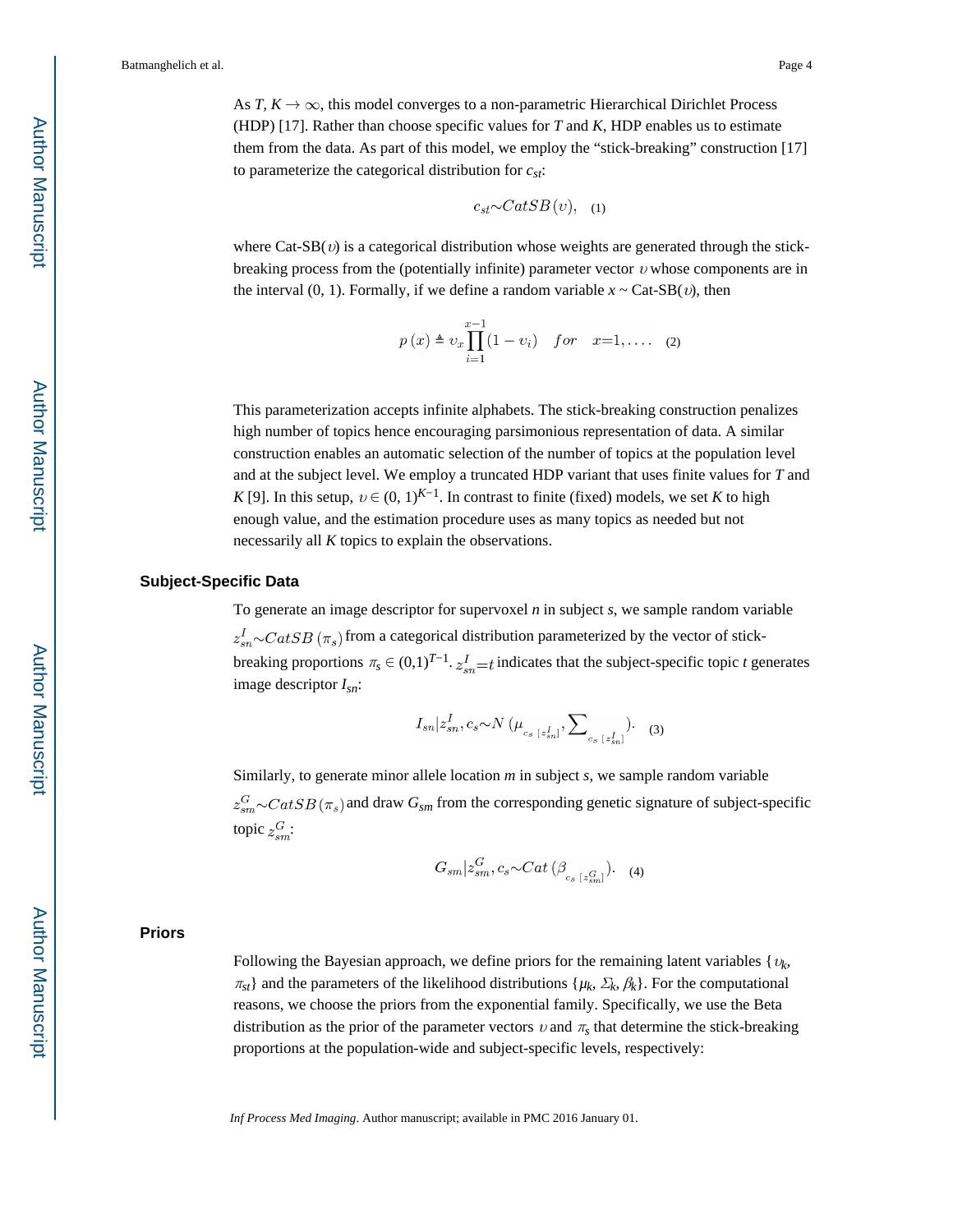As $T, K \rightarrow \infty$, this model converges to a non-parametric Hierarchical Dirichlet Process (HDP) [17]. Rather than choose specific values for $T$ and $K$, HDP enables us to estimate them from the data. As part of this model, we employ the "stick-breaking" construction [17] to parameterize the categorical distribution for $c_{st}$:

$$c_{st} \sim CatSB(\upsilon), \quad (1)$$

where Cat-SB($\upsilon$) is a categorical distribution whose weights are generated through the stick-breaking process from the (potentially infinite) parameter vector $\upsilon$ whose components are in the interval (0, 1). Formally, if we define a random variable $x \sim$ Cat-SB($\upsilon$), then

$$p(x) \triangleq \upsilon_x \prod_{i=1}^{x-1} (1-\upsilon_i) \quad for \quad x=1,\ldots. \quad (2)$$

This parameterization accepts infinite alphabets. The stick-breaking construction penalizes high number of topics hence encouraging parsimonious representation of data. A similar construction enables an automatic selection of the number of topics at the population level and at the subject level. We employ a truncated HDP variant that uses finite values for $T$ and $K$ [9]. In this setup, $\upsilon \in (0, 1)^{K-1}$. In contrast to finite (fixed) models, we set $K$ to high enough value, and the estimation procedure uses as many topics as needed but not necessarily all $K$ topics to explain the observations.

### Subject-Specific Data

To generate an image descriptor for supervoxel $n$ in subject $s$, we sample random variable $z_{sn}^{I} \sim CatSB(\pi_s)$ from a categorical distribution parameterized by the vector of stick-breaking proportions $\pi_s \in (0,1)^{T-1}$. $z_{sn}^{I}=t$ indicates that the subject-specific topic $t$ generates image descriptor $I_{sn}$:

$$I_{sn}|z_{sn}^{I}, c_s \sim N(\mu_{c_s[z_{sn}^{I}]}, \Sigma_{c_s[z_{sn}^{I}]}). \quad (3)$$

Similarly, to generate minor allele location $m$ in subject $s$, we sample random variable $z_{sm}^{G} \sim CatSB(\pi_s)$ and draw $G_{sm}$ from the corresponding genetic signature of subject-specific topic $z_{sm}^{G}$:

$$G_{sm}|z_{sm}^{G}, c_s \sim Cat(\beta_{c_s[z_{sm}^{G}]}). \quad (4)$$

### Priors

Following the Bayesian approach, we define priors for the remaining latent variables $\{\upsilon_k, \pi_{st}\}$ and the parameters of the likelihood distributions $\{\mu_k, \Sigma_k, \beta_k\}$. For the computational reasons, we choose the priors from the exponential family. Specifically, we use the Beta distribution as the prior of the parameter vectors $\upsilon$ and $\pi_s$ that determine the stick-breaking proportions at the population-wide and subject-specific levels, respectively: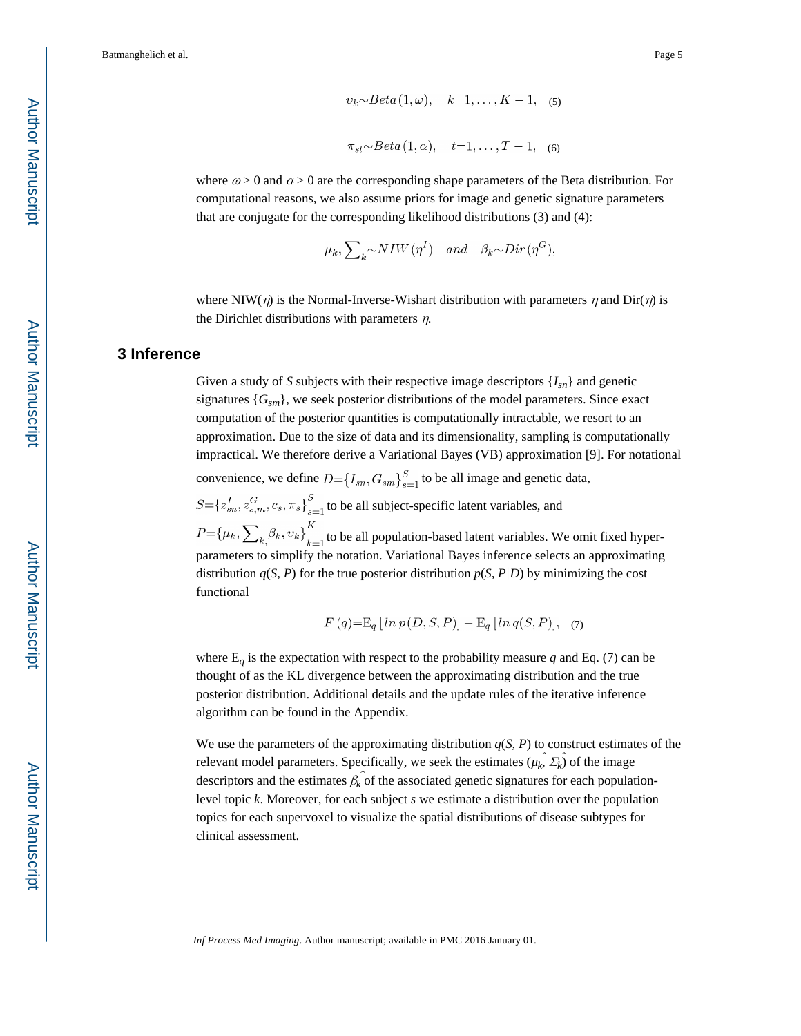$$\upsilon_k \sim Beta(1, \omega), \quad k = 1, \ldots, K-1, \quad (5)$$

$$\pi_{st} \sim Beta(1, \alpha), \quad t = 1, \ldots, T-1, \quad (6)$$

where $\omega > 0$ and $\alpha > 0$ are the corresponding shape parameters of the Beta distribution. For computational reasons, we also assume priors for image and genetic signature parameters that are conjugate for the corresponding likelihood distributions (3) and (4):

$$\mu_k, \sum_k \sim NIW(\eta^I) \quad and \quad \beta_k \sim Dir(\eta^G),$$

where NIW($\eta$) is the Normal-Inverse-Wishart distribution with parameters $\eta$ and Dir($\eta$) is the Dirichlet distributions with parameters $\eta$.

## 3 Inference

Given a study of $S$ subjects with their respective image descriptors $\{I_{sn}\}$ and genetic signatures $\{G_{sm}\}$, we seek posterior distributions of the model parameters. Since exact computation of the posterior quantities is computationally intractable, we resort to an approximation. Due to the size of data and its dimensionality, sampling is computationally impractical. We therefore derive a Variational Bayes (VB) approximation [9]. For notational convenience, we define $D = \{I_{sn}, G_{sm}\}_{s=1}^{S}$ to be all image and genetic data, $S = \{z_{sn}^{I}, z_{s,m}^{G}, c_s, \pi_s\}_{s=1}^{S}$ to be all subject-specific latent variables, and $P = \{\mu_k, \sum_{k,} \beta_k, \upsilon_k\}_{k=1}^{K}$ to be all population-based latent variables. We omit fixed hyper-parameters to simplify the notation. Variational Bayes inference selects an approximating distribution $q(S, P)$ for the true posterior distribution $p(S, P|D)$ by minimizing the cost functional

$$F(q) = \mathrm{E}_q\left[ln\, p(D, S, P)\right] - \mathrm{E}_q\left[ln\, q(S, P)\right], \quad (7)$$

where $\mathrm{E}_q$ is the expectation with respect to the probability measure $q$ and Eq. (7) can be thought of as the KL divergence between the approximating distribution and the true posterior distribution. Additional details and the update rules of the iterative inference algorithm can be found in the Appendix.

We use the parameters of the approximating distribution $q(S, P)$ to construct estimates of the relevant model parameters. Specifically, we seek the estimates $(\hat{\mu}_k, \hat{\Sigma}_k)$ of the image descriptors and the estimates $\hat{\beta}_k$ of the associated genetic signatures for each population-level topic $k$. Moreover, for each subject $s$ we estimate a distribution over the population topics for each supervoxel to visualize the spatial distributions of disease subtypes for clinical assessment.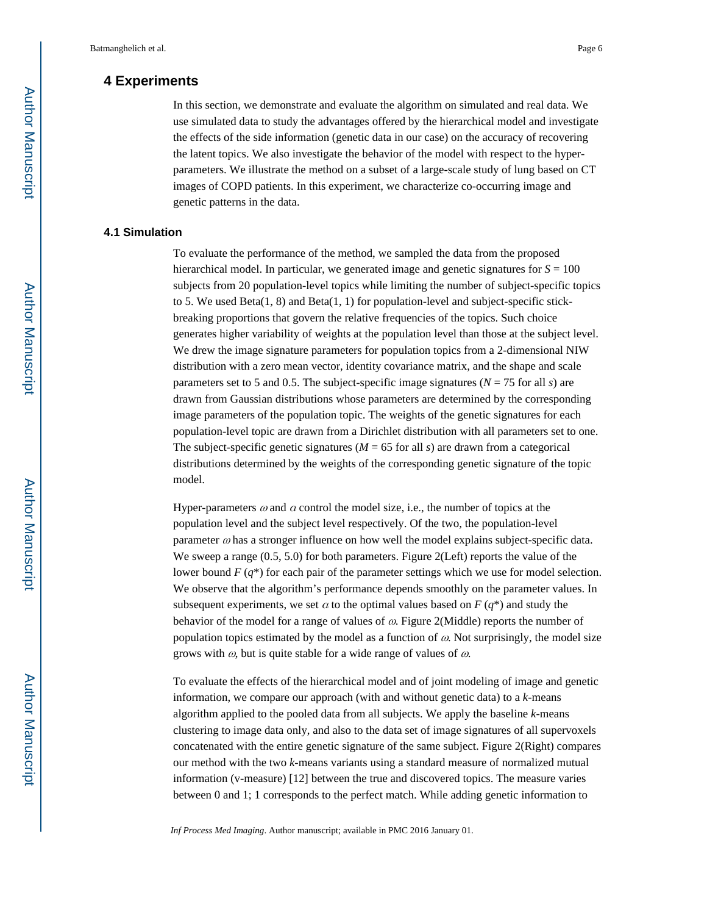## 4 Experiments

In this section, we demonstrate and evaluate the algorithm on simulated and real data. We use simulated data to study the advantages offered by the hierarchical model and investigate the effects of the side information (genetic data in our case) on the accuracy of recovering the latent topics. We also investigate the behavior of the model with respect to the hyper-parameters. We illustrate the method on a subset of a large-scale study of lung based on CT images of COPD patients. In this experiment, we characterize co-occurring image and genetic patterns in the data.

### 4.1 Simulation

To evaluate the performance of the method, we sampled the data from the proposed hierarchical model. In particular, we generated image and genetic signatures for $S = 100$ subjects from 20 population-level topics while limiting the number of subject-specific topics to 5. We used Beta(1, 8) and Beta(1, 1) for population-level and subject-specific stick-breaking proportions that govern the relative frequencies of the topics. Such choice generates higher variability of weights at the population level than those at the subject level. We drew the image signature parameters for population topics from a 2-dimensional NIW distribution with a zero mean vector, identity covariance matrix, and the shape and scale parameters set to 5 and 0.5. The subject-specific image signatures ($N = 75$ for all $s$) are drawn from Gaussian distributions whose parameters are determined by the corresponding image parameters of the population topic. The weights of the genetic signatures for each population-level topic are drawn from a Dirichlet distribution with all parameters set to one. The subject-specific genetic signatures ($M = 65$ for all $s$) are drawn from a categorical distributions determined by the weights of the corresponding genetic signature of the topic model.

Hyper-parameters $\omega$ and $\alpha$ control the model size, i.e., the number of topics at the population level and the subject level respectively. Of the two, the population-level parameter $\omega$ has a stronger influence on how well the model explains subject-specific data. We sweep a range (0.5, 5.0) for both parameters. Figure 2(Left) reports the value of the lower bound $F(q^*)$ for each pair of the parameter settings which we use for model selection. We observe that the algorithm's performance depends smoothly on the parameter values. In subsequent experiments, we set $\alpha$ to the optimal values based on $F(q^*)$ and study the behavior of the model for a range of values of $\omega$. Figure 2(Middle) reports the number of population topics estimated by the model as a function of $\omega$. Not surprisingly, the model size grows with $\omega$, but is quite stable for a wide range of values of $\omega$.

To evaluate the effects of the hierarchical model and of joint modeling of image and genetic information, we compare our approach (with and without genetic data) to a *k*-means algorithm applied to the pooled data from all subjects. We apply the baseline *k*-means clustering to image data only, and also to the data set of image signatures of all supervoxels concatenated with the entire genetic signature of the same subject. Figure 2(Right) compares our method with the two *k*-means variants using a standard measure of normalized mutual information (v-measure) [12] between the true and discovered topics. The measure varies between 0 and 1; 1 corresponds to the perfect match. While adding genetic information to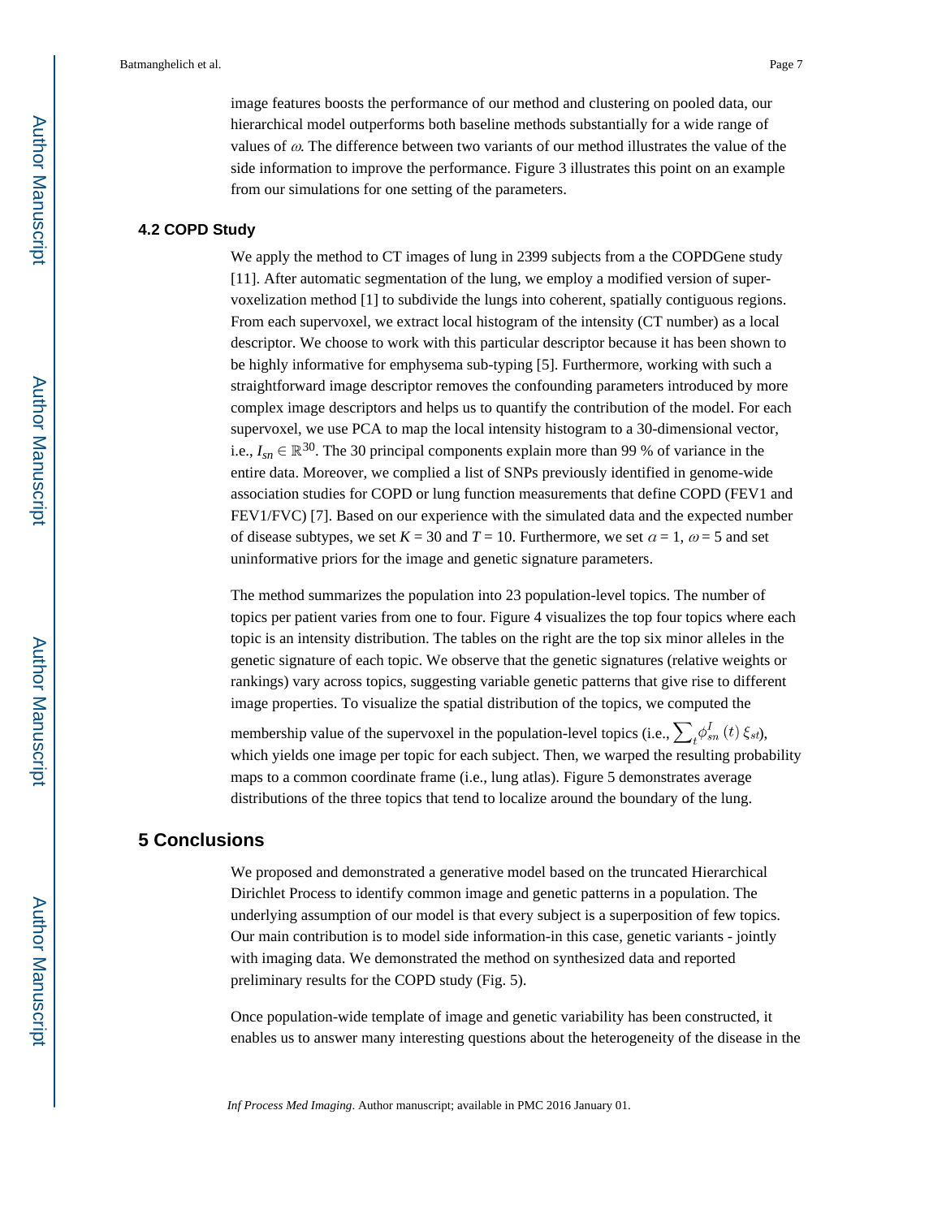image features boosts the performance of our method and clustering on pooled data, our hierarchical model outperforms both baseline methods substantially for a wide range of values of $\omega$. The difference between two variants of our method illustrates the value of the side information to improve the performance. Figure 3 illustrates this point on an example from our simulations for one setting of the parameters.

### 4.2 COPD Study

We apply the method to CT images of lung in 2399 subjects from a the COPDGene study [11]. After automatic segmentation of the lung, we employ a modified version of supervoxelization method [1] to subdivide the lungs into coherent, spatially contiguous regions. From each supervoxel, we extract local histogram of the intensity (CT number) as a local descriptor. We choose to work with this particular descriptor because it has been shown to be highly informative for emphysema sub-typing [5]. Furthermore, working with such a straightforward image descriptor removes the confounding parameters introduced by more complex image descriptors and helps us to quantify the contribution of the model. For each supervoxel, we use PCA to map the local intensity histogram to a 30-dimensional vector, i.e., $I_{sn} \in \mathbb{R}^{30}$. The 30 principal components explain more than 99 % of variance in the entire data. Moreover, we complied a list of SNPs previously identified in genome-wide association studies for COPD or lung function measurements that define COPD (FEV1 and FEV1/FVC) [7]. Based on our experience with the simulated data and the expected number of disease subtypes, we set $K = 30$ and $T = 10$. Furthermore, we set $\alpha = 1$, $\omega = 5$ and set uninformative priors for the image and genetic signature parameters.

The method summarizes the population into 23 population-level topics. The number of topics per patient varies from one to four. Figure 4 visualizes the top four topics where each topic is an intensity distribution. The tables on the right are the top six minor alleles in the genetic signature of each topic. We observe that the genetic signatures (relative weights or rankings) vary across topics, suggesting variable genetic patterns that give rise to different image properties. To visualize the spatial distribution of the topics, we computed the membership value of the supervoxel in the population-level topics (i.e., $\sum_t \phi_{sn}^I(t)\, \xi_{st}$), which yields one image per topic for each subject. Then, we warped the resulting probability maps to a common coordinate frame (i.e., lung atlas). Figure 5 demonstrates average distributions of the three topics that tend to localize around the boundary of the lung.

## 5 Conclusions

We proposed and demonstrated a generative model based on the truncated Hierarchical Dirichlet Process to identify common image and genetic patterns in a population. The underlying assumption of our model is that every subject is a superposition of few topics. Our main contribution is to model side information-in this case, genetic variants - jointly with imaging data. We demonstrated the method on synthesized data and reported preliminary results for the COPD study (Fig. 5).

Once population-wide template of image and genetic variability has been constructed, it enables us to answer many interesting questions about the heterogeneity of the disease in the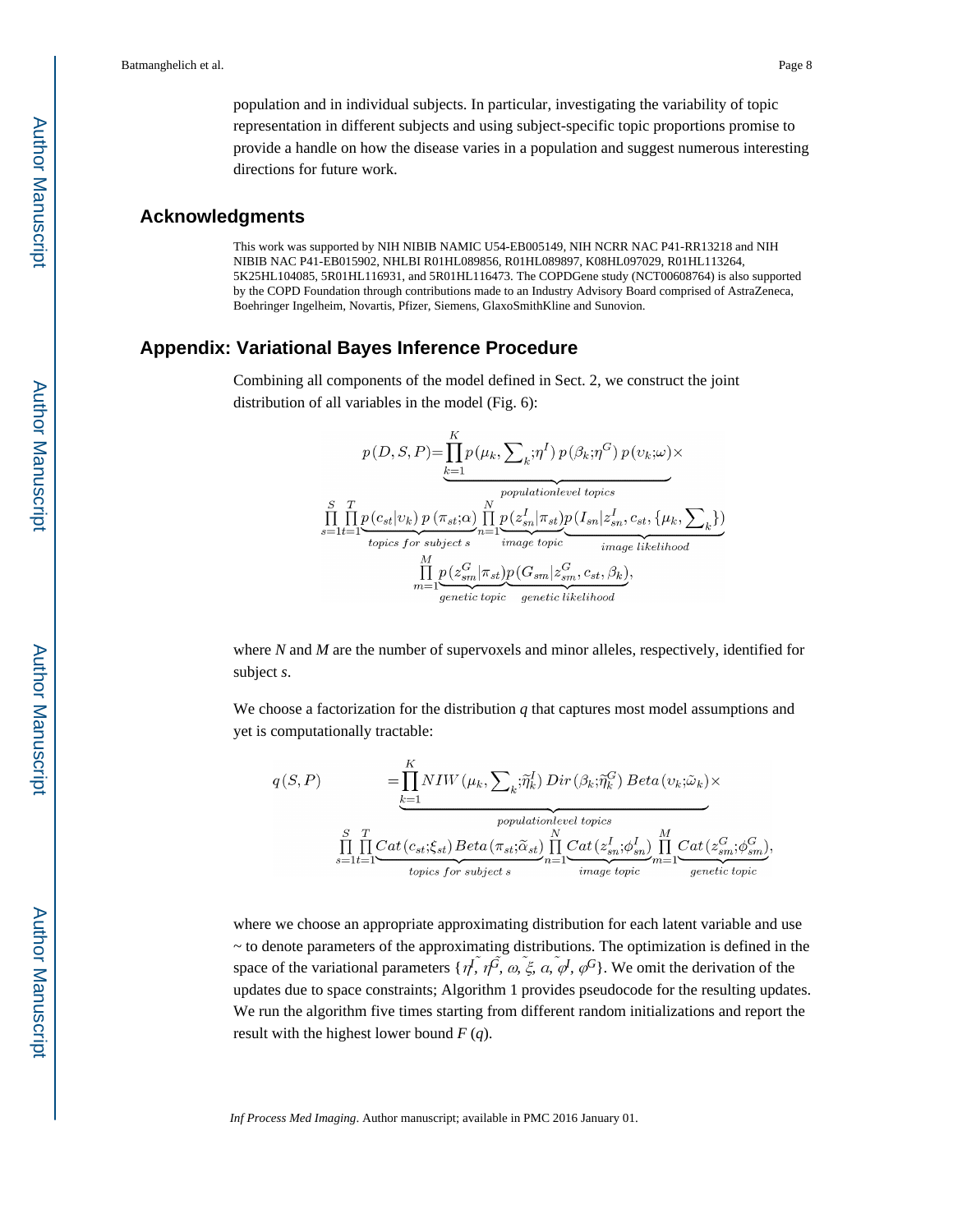population and in individual subjects. In particular, investigating the variability of topic representation in different subjects and using subject-specific topic proportions promise to provide a handle on how the disease varies in a population and suggest numerous interesting directions for future work.

## Acknowledgments

This work was supported by NIH NIBIB NAMIC U54-EB005149, NIH NCRR NAC P41-RR13218 and NIH NIBIB NAC P41-EB015902, NHLBI R01HL089856, R01HL089897, K08HL097029, R01HL113264, 5K25HL104085, 5R01HL116931, and 5R01HL116473. The COPDGene study (NCT00608764) is also supported by the COPD Foundation through contributions made to an Industry Advisory Board comprised of AstraZeneca, Boehringer Ingelheim, Novartis, Pfizer, Siemens, GlaxoSmithKline and Sunovion.

## Appendix: Variational Bayes Inference Procedure

Combining all components of the model defined in Sect. 2, we construct the joint distribution of all variables in the model (Fig. 6):

$$p(D,S,P)=\underbrace{\prod_{k=1}^{K} p(\mu_k,\textstyle\sum_k;\eta^I)\,p(\beta_k;\eta^G)\,p(\upsilon_k;\omega)}_{population level\ topics}\times$$

$$\prod_{s=1}^{S}\prod_{t=1}^{T}\underbrace{p(c_{st}|\upsilon_k)\,p(\pi_{st};\alpha)}_{topics\ for\ subject\ s}\prod_{n=1}^{N}\underbrace{p(z_{sn}^I|\pi_{st})}_{image\ topic}\underbrace{p(I_{sn}|z_{sn}^I,c_{st},\{\mu_k,\textstyle\sum_k\})}_{image\ likelihood}$$

$$\prod_{m=1}^{M}\underbrace{p(z_{sm}^G|\pi_{st})}_{genetic\ topic}\underbrace{p(G_{sm}|z_{sm}^G,c_{st},\beta_k)}_{genetic\ likelihood},$$

where *N* and *M* are the number of supervoxels and minor alleles, respectively, identified for subject *s*.

We choose a factorization for the distribution *q* that captures most model assumptions and yet is computationally tractable:

$$q(S,P)=\underbrace{\prod_{k=1}^{K} NIW(\mu_k,\textstyle\sum_k;\tilde{\eta}_k^I)\,Dir(\beta_k;\tilde{\eta}_k^G)\,Beta(\upsilon_k;\tilde{\omega}_k)}_{population level\ topics}\times$$

$$\prod_{s=1}^{S}\prod_{t=1}^{T}\underbrace{Cat(c_{st};\xi_{st})\,Beta(\pi_{st};\tilde{\alpha}_{st})}_{topics\ for\ subject\ s}\prod_{n=1}^{N}\underbrace{Cat(z_{sn}^I;\phi_{sn}^I)}_{image\ topic}\prod_{m=1}^{M}\underbrace{Cat(z_{sm}^G;\phi_{sm}^G)}_{genetic\ topic},$$

where we choose an appropriate approximating distribution for each latent variable and use ~ to denote parameters of the approximating distributions. The optimization is defined in the space of the variational parameters $\{\tilde{\eta}^I, \tilde{\eta}^G, \tilde{\omega}, \xi, \tilde{\alpha}, \phi^I, \phi^G\}$. We omit the derivation of the updates due to space constraints; Algorithm 1 provides pseudocode for the resulting updates. We run the algorithm five times starting from different random initializations and report the result with the highest lower bound $F(q)$.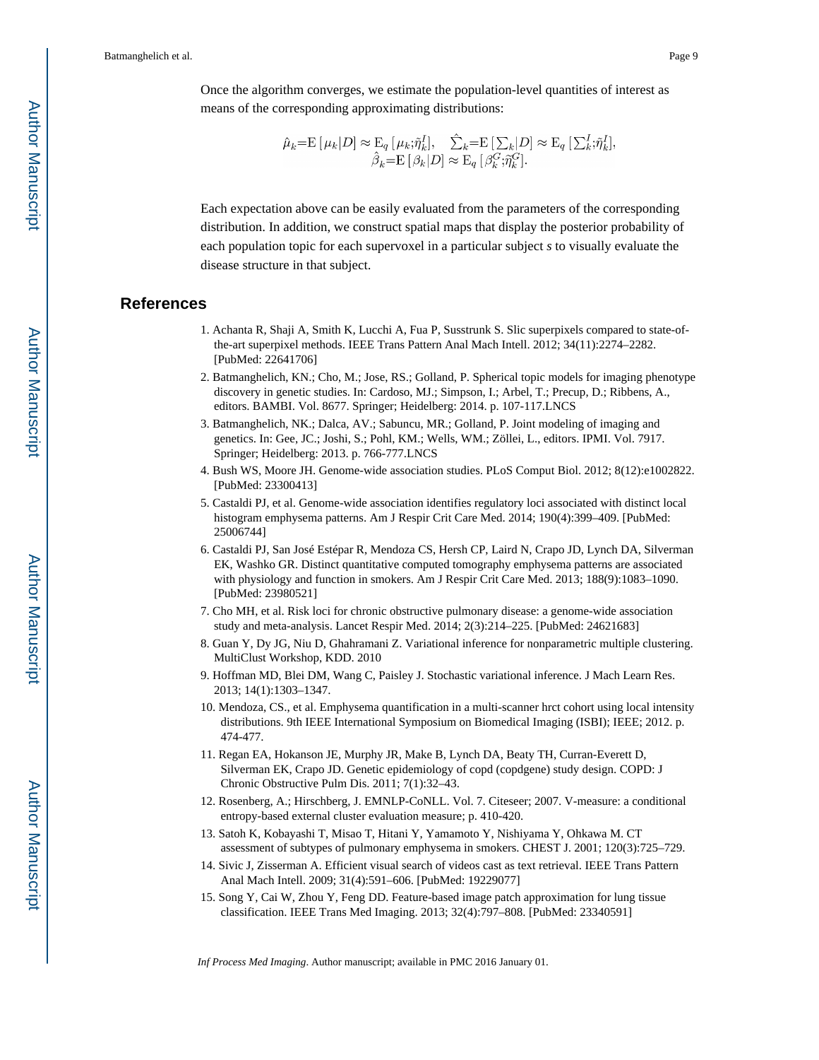Once the algorithm converges, we estimate the population-level quantities of interest as means of the corresponding approximating distributions:

$$\hat{\mu}_k = \mathrm{E}\left[\mu_k | D\right] \approx \mathrm{E}_q\left[\mu_k; \tilde{\eta}_k^I\right], \quad \hat{\sum}_k = \mathrm{E}\left[\sum_k | D\right] \approx \mathrm{E}_q\left[\sum_k^I; \tilde{\eta}_k^I\right],$$
$$\hat{\beta}_k = \mathrm{E}\left[\beta_k | D\right] \approx \mathrm{E}_q\left[\beta_k^G; \tilde{\eta}_k^G\right].$$

Each expectation above can be easily evaluated from the parameters of the corresponding distribution. In addition, we construct spatial maps that display the posterior probability of each population topic for each supervoxel in a particular subject *s* to visually evaluate the disease structure in that subject.

## References

1. Achanta R, Shaji A, Smith K, Lucchi A, Fua P, Susstrunk S. Slic superpixels compared to state-of-the-art superpixel methods. IEEE Trans Pattern Anal Mach Intell. 2012; 34(11):2274–2282. [PubMed: 22641706]
2. Batmanghelich, KN.; Cho, M.; Jose, RS.; Golland, P. Spherical topic models for imaging phenotype discovery in genetic studies. In: Cardoso, MJ.; Simpson, I.; Arbel, T.; Precup, D.; Ribbens, A., editors. BAMBI. Vol. 8677. Springer; Heidelberg: 2014. p. 107-117.LNCS
3. Batmanghelich, NK.; Dalca, AV.; Sabuncu, MR.; Golland, P. Joint modeling of imaging and genetics. In: Gee, JC.; Joshi, S.; Pohl, KM.; Wells, WM.; Zöllei, L., editors. IPMI. Vol. 7917. Springer; Heidelberg: 2013. p. 766-777.LNCS
4. Bush WS, Moore JH. Genome-wide association studies. PLoS Comput Biol. 2012; 8(12):e1002822. [PubMed: 23300413]
5. Castaldi PJ, et al. Genome-wide association identifies regulatory loci associated with distinct local histogram emphysema patterns. Am J Respir Crit Care Med. 2014; 190(4):399–409. [PubMed: 25006744]
6. Castaldi PJ, San José Estépar R, Mendoza CS, Hersh CP, Laird N, Crapo JD, Lynch DA, Silverman EK, Washko GR. Distinct quantitative computed tomography emphysema patterns are associated with physiology and function in smokers. Am J Respir Crit Care Med. 2013; 188(9):1083–1090. [PubMed: 23980521]
7. Cho MH, et al. Risk loci for chronic obstructive pulmonary disease: a genome-wide association study and meta-analysis. Lancet Respir Med. 2014; 2(3):214–225. [PubMed: 24621683]
8. Guan Y, Dy JG, Niu D, Ghahramani Z. Variational inference for nonparametric multiple clustering. MultiClust Workshop, KDD. 2010
9. Hoffman MD, Blei DM, Wang C, Paisley J. Stochastic variational inference. J Mach Learn Res. 2013; 14(1):1303–1347.
10. Mendoza, CS., et al. Emphysema quantification in a multi-scanner hrct cohort using local intensity distributions. 9th IEEE International Symposium on Biomedical Imaging (ISBI); IEEE; 2012. p. 474-477.
11. Regan EA, Hokanson JE, Murphy JR, Make B, Lynch DA, Beaty TH, Curran-Everett D, Silverman EK, Crapo JD. Genetic epidemiology of copd (copdgene) study design. COPD: J Chronic Obstructive Pulm Dis. 2011; 7(1):32–43.
12. Rosenberg, A.; Hirschberg, J. EMNLP-CoNLL. Vol. 7. Citeseer; 2007. V-measure: a conditional entropy-based external cluster evaluation measure; p. 410-420.
13. Satoh K, Kobayashi T, Misao T, Hitani Y, Yamamoto Y, Nishiyama Y, Ohkawa M. CT assessment of subtypes of pulmonary emphysema in smokers. CHEST J. 2001; 120(3):725–729.
14. Sivic J, Zisserman A. Efficient visual search of videos cast as text retrieval. IEEE Trans Pattern Anal Mach Intell. 2009; 31(4):591–606. [PubMed: 19229077]
15. Song Y, Cai W, Zhou Y, Feng DD. Feature-based image patch approximation for lung tissue classification. IEEE Trans Med Imaging. 2013; 32(4):797–808. [PubMed: 23340591]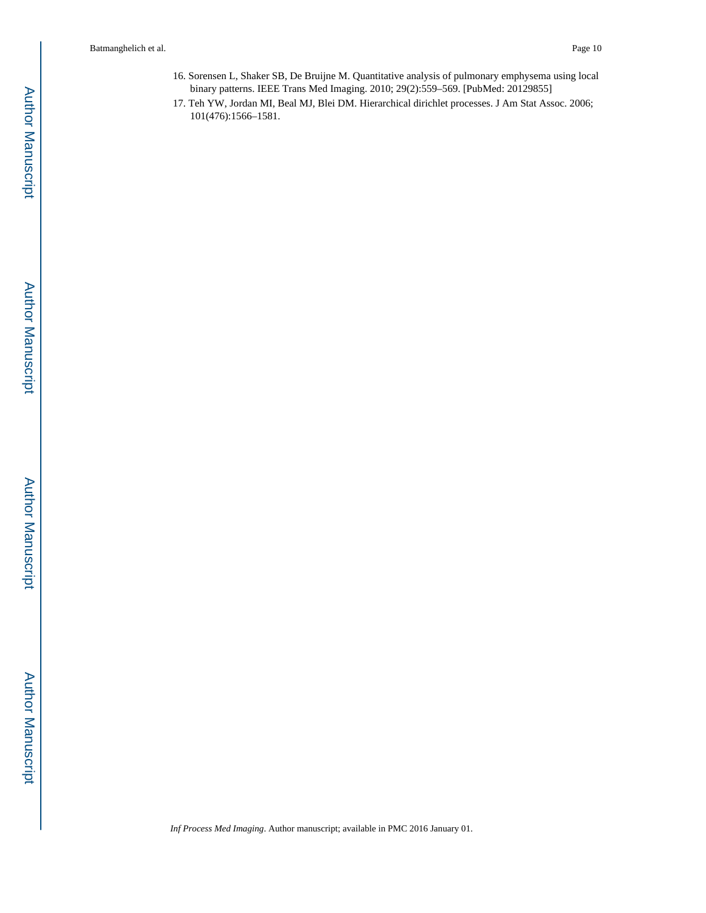16. Sorensen L, Shaker SB, De Bruijne M. Quantitative analysis of pulmonary emphysema using local binary patterns. IEEE Trans Med Imaging. 2010; 29(2):559–569. [PubMed: 20129855]
17. Teh YW, Jordan MI, Beal MJ, Blei DM. Hierarchical dirichlet processes. J Am Stat Assoc. 2006; 101(476):1566–1581.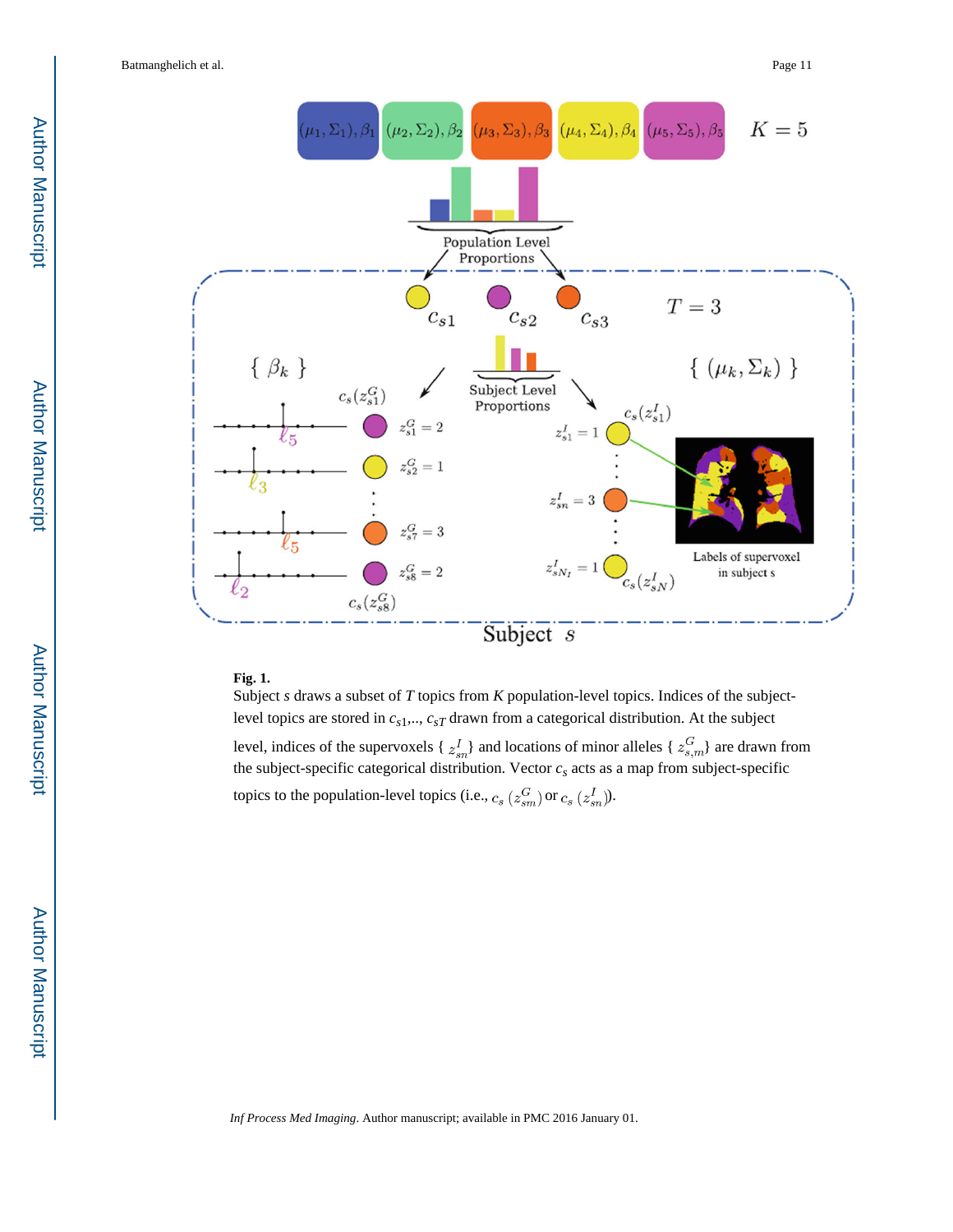**Fig. 1.**

Subject $s$ draws a subset of $T$ topics from $K$ population-level topics. Indices of the subject-level topics are stored in $c_{s1},.., c_{sT}$ drawn from a categorical distribution. At the subject level, indices of the supervoxels $\{ z^I_{sn} \}$ and locations of minor alleles $\{ z^G_{s,m} \}$ are drawn from the subject-specific categorical distribution. Vector $c_s$ acts as a map from subject-specific topics to the population-level topics (i.e., $c_s (z^G_{sm})$ or $c_s (z^I_{sn})$).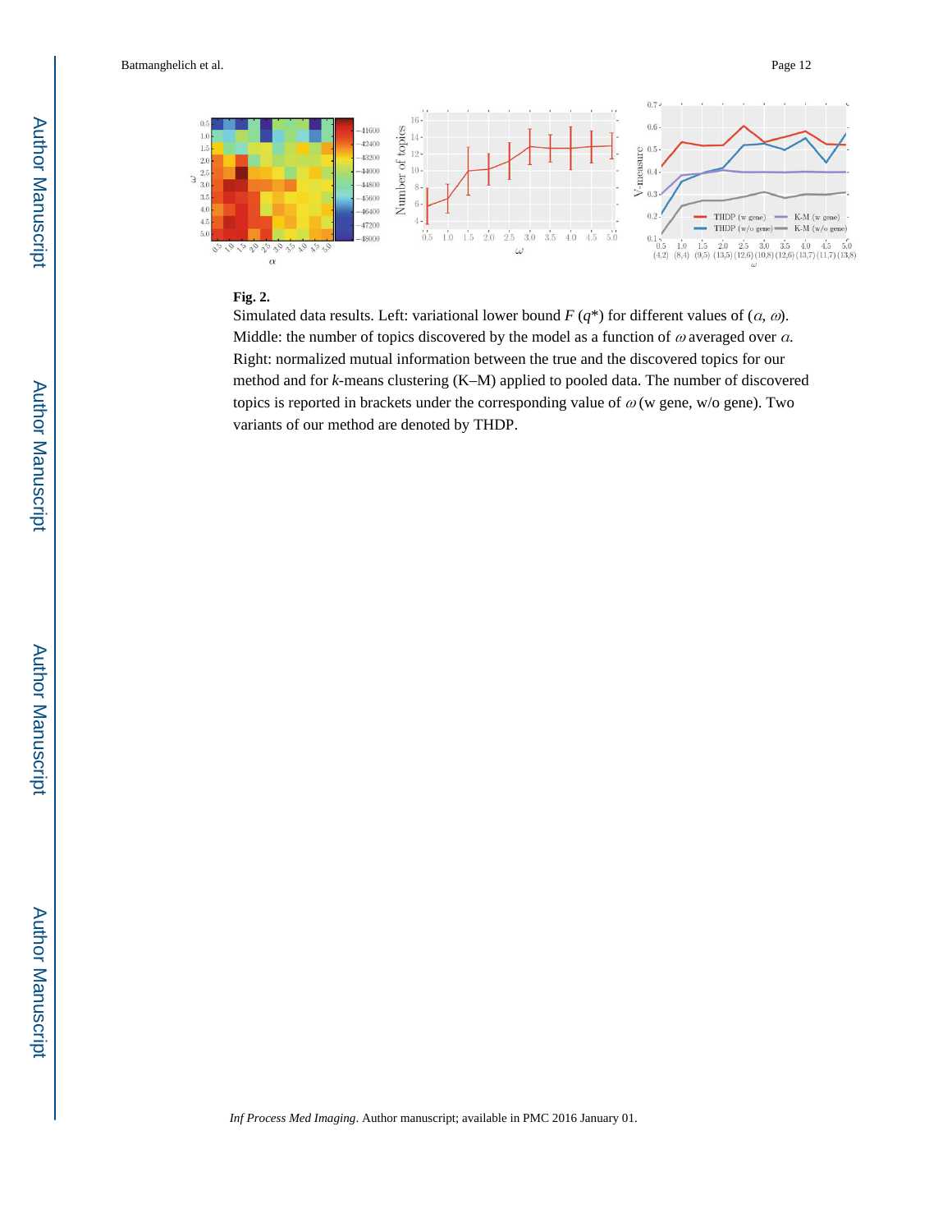**Fig. 2.**

Simulated data results. Left: variational lower bound $F(q^*)$ for different values of $(\alpha, \omega)$. Middle: the number of topics discovered by the model as a function of $\omega$ averaged over $\alpha$. Right: normalized mutual information between the true and the discovered topics for our method and for *k*-means clustering (K–M) applied to pooled data. The number of discovered topics is reported in brackets under the corresponding value of $\omega$ (w gene, w/o gene). Two variants of our method are denoted by THDP.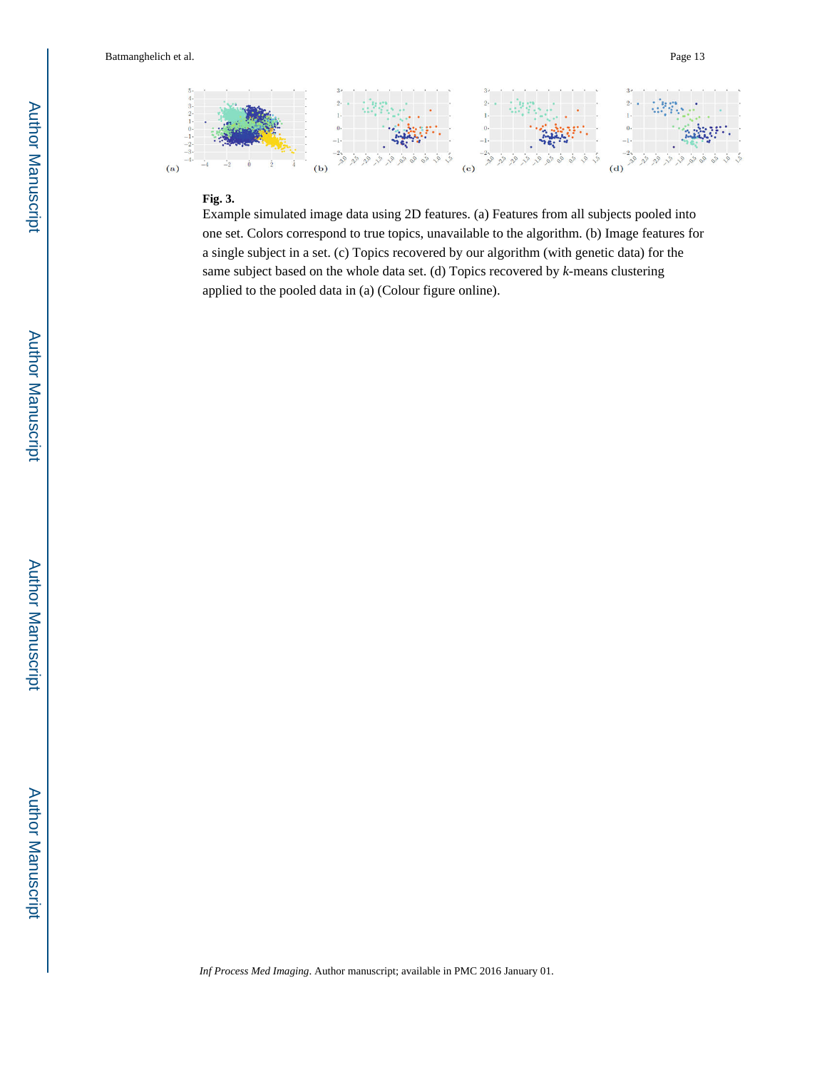**Fig. 3.**

Example simulated image data using 2D features. (a) Features from all subjects pooled into one set. Colors correspond to true topics, unavailable to the algorithm. (b) Image features for a single subject in a set. (c) Topics recovered by our algorithm (with genetic data) for the same subject based on the whole data set. (d) Topics recovered by *k*-means clustering applied to the pooled data in (a) (Colour figure online).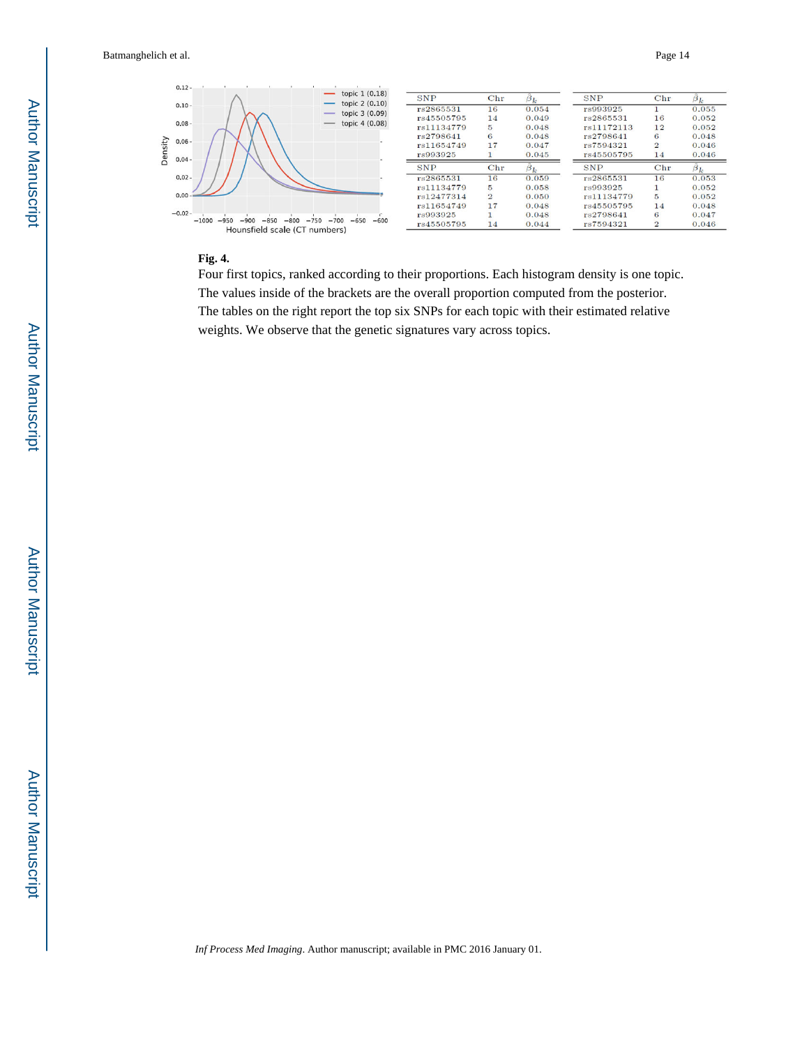| SNP | Chr | $\hat{\beta}_k$ |
|---|---|---|
| rs2865531 | 16 | 0.054 |
| rs45505795 | 14 | 0.049 |
| rs11134779 | 5 | 0.048 |
| rs2798641 | 6 | 0.048 |
| rs11654749 | 17 | 0.047 |
| rs993925 | 1 | 0.045 |

| SNP | Chr | $\hat{\beta}_k$ |
|---|---|---|
| rs993925 | 1 | 0.055 |
| rs2865531 | 16 | 0.052 |
| rs11172113 | 12 | 0.052 |
| rs2798641 | 6 | 0.048 |
| rs7594321 | 2 | 0.046 |
| rs45505795 | 14 | 0.046 |

| SNP | Chr | $\hat{\beta}_k$ |
|---|---|---|
| rs2865531 | 16 | 0.059 |
| rs11134779 | 5 | 0.058 |
| rs12477314 | 2 | 0.050 |
| rs11654749 | 17 | 0.048 |
| rs993925 | 1 | 0.048 |
| rs45505795 | 14 | 0.044 |

| SNP | Chr | $\hat{\beta}_k$ |
|---|---|---|
| rs2865531 | 16 | 0.053 |
| rs993925 | 1 | 0.052 |
| rs11134779 | 5 | 0.052 |
| rs45505795 | 14 | 0.048 |
| rs2798641 | 6 | 0.047 |
| rs7594321 | 2 | 0.046 |

**Fig. 4.**

Four first topics, ranked according to their proportions. Each histogram density is one topic. The values inside of the brackets are the overall proportion computed from the posterior. The tables on the right report the top six SNPs for each topic with their estimated relative weights. We observe that the genetic signatures vary across topics.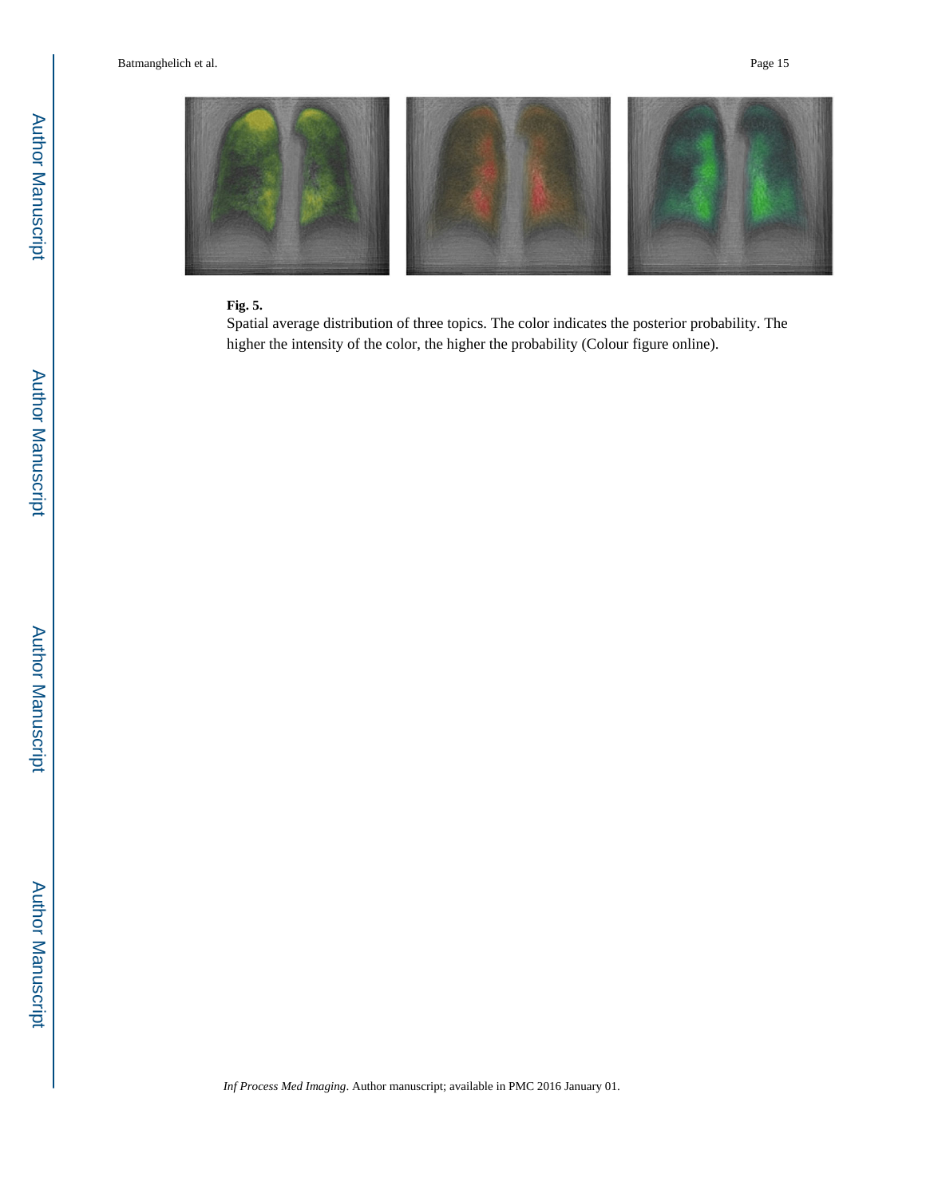**Fig. 5.**

Spatial average distribution of three topics. The color indicates the posterior probability. The higher the intensity of the color, the higher the probability (Colour figure online).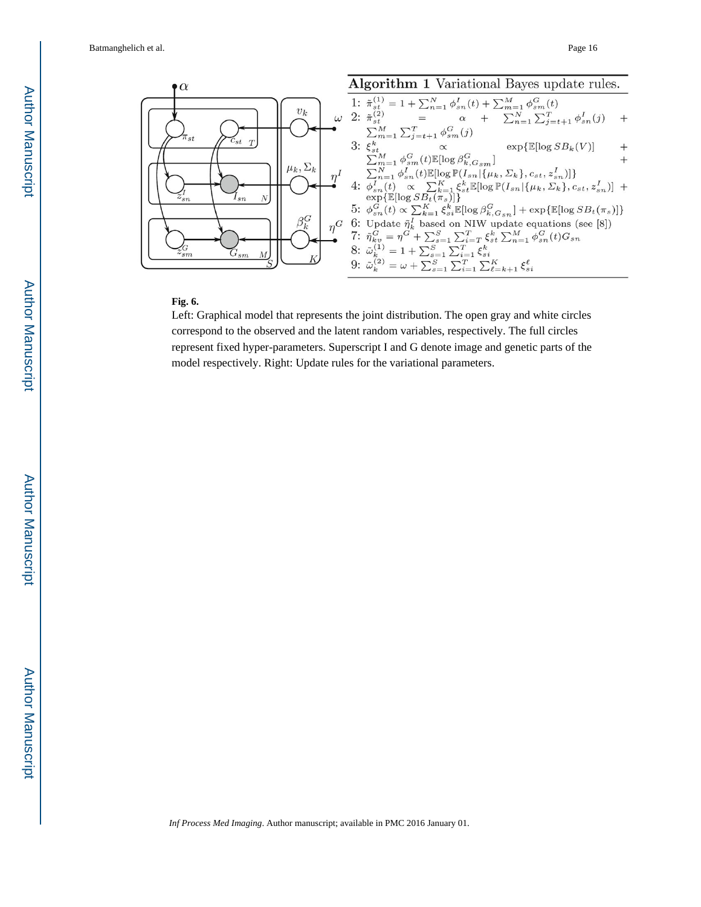**Algorithm 1** Variational Bayes update rules.

1: $\tilde{\pi}_{st}^{(1)} = 1 + \sum_{n=1}^{N} \phi_{sn}^{I}(t) + \sum_{m=1}^{M} \phi_{sm}^{G}(t)$

2: $\tilde{\pi}_{st}^{(2)} = \alpha + \sum_{n=1}^{N} \sum_{j=t+1}^{T} \phi_{sn}^{I}(j) + \sum_{m=1}^{M} \sum_{j=t+1}^{T} \phi_{sm}^{G}(j)$

3: $\xi_{st}^{k} \propto \exp\{\mathbb{E}[\log SB_k(V)] + \sum_{m=1}^{M} \phi_{sm}^{G}(t)\mathbb{E}[\log \beta_{k,G_{sm}}^{G}] + \sum_{n=1}^{N} \phi_{sn}^{I}(t)\mathbb{E}[\log \mathbb{P}(I_{sn}|\{\mu_k, \Sigma_k\}, c_{st}, z_{sn}^{I})]\}$

4: $\phi_{sn}^{I}(t) \propto \sum_{k=1}^{K} \xi_{st}^{k}\mathbb{E}[\log \mathbb{P}(I_{sn}|\{\mu_k, \Sigma_k\}, c_{st}, z_{sn}^{I})] + \exp\{\mathbb{E}[\log SB_t(\pi_s)]\}$

5: $\phi_{sn}^{G}(t) \propto \sum_{k=1}^{K} \xi_{si}^{k}\mathbb{E}[\log \beta_{k,G_{sn}}^{G}] + \exp\{\mathbb{E}[\log SB_t(\pi_s)]\}$

6: Update $\tilde{\eta}_{k}^{I}$ based on NIW update equations (see [8])

7: $\tilde{\eta}_{kv}^{G} = \eta^{G} + \sum_{s=1}^{S} \sum_{i=T}^{T} \xi_{st}^{k} \sum_{n=1}^{M} \phi_{sn}^{G}(t)G_{sn}$

8: $\tilde{\omega}_{k}^{(1)} = 1 + \sum_{s=1}^{S} \sum_{i=1}^{T} \xi_{si}^{k}$

9: $\tilde{\omega}_{k}^{(2)} = \omega + \sum_{s=1}^{S} \sum_{i=1}^{T} \sum_{\ell=k+1}^{K} \xi_{si}^{\ell}$

**Fig. 6.**

Left: Graphical model that represents the joint distribution. The open gray and white circles correspond to the observed and the latent random variables, respectively. The full circles represent fixed hyper-parameters. Superscript I and G denote image and genetic parts of the model respectively. Right: Update rules for the variational parameters.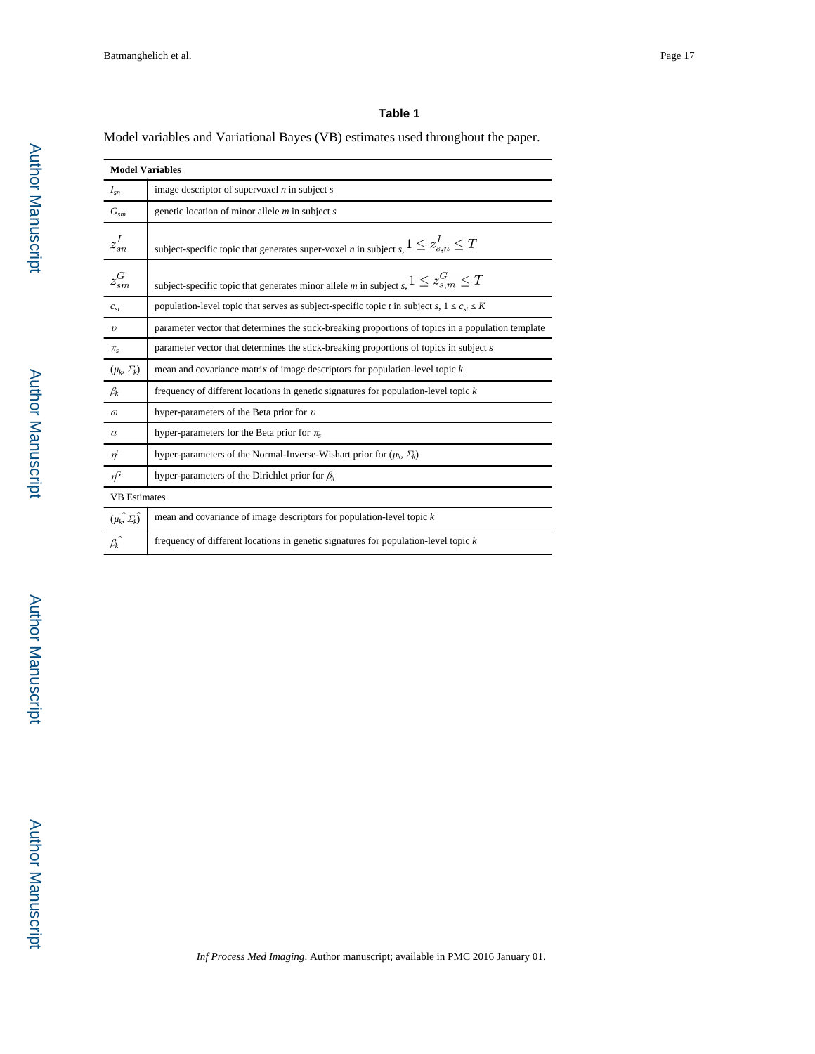**Table 1**

Model variables and Variational Bayes (VB) estimates used throughout the paper.

| **Model Variables** | |
|---|---|
| $I_{sn}$ | image descriptor of supervoxel *n* in subject *s* |
| $G_{sm}$ | genetic location of minor allele *m* in subject *s* |
| $z^I_{sn}$ | subject-specific topic that generates super-voxel *n* in subject *s*, $1 \leq z^I_{s,n} \leq T$ |
| $z^G_{sm}$ | subject-specific topic that generates minor allele *m* in subject *s*, $1 \leq z^G_{s,m} \leq T$ |
| $c_{st}$ | population-level topic that serves as subject-specific topic *t* in subject *s*, $1 \leq c_{st} \leq K$ |
| $\upsilon$ | parameter vector that determines the stick-breaking proportions of topics in a population template |
| $\pi_s$ | parameter vector that determines the stick-breaking proportions of topics in subject *s* |
| $(\mu_k, \Sigma_k)$ | mean and covariance matrix of image descriptors for population-level topic *k* |
| $\beta_k$ | frequency of different locations in genetic signatures for population-level topic *k* |
| $\omega$ | hyper-parameters of the Beta prior for $\upsilon$ |
| $\alpha$ | hyper-parameters for the Beta prior for $\pi_s$ |
| $\eta^I$ | hyper-parameters of the Normal-Inverse-Wishart prior for $(\mu_k, \Sigma_k)$ |
| $\eta^G$ | hyper-parameters of the Dirichlet prior for $\beta_k$ |
| VB Estimates | |
| $(\hat{\mu}_k, \hat{\Sigma}_k)$ | mean and covariance of image descriptors for population-level topic *k* |
| $\hat{\beta}_k$ | frequency of different locations in genetic signatures for population-level topic *k* |